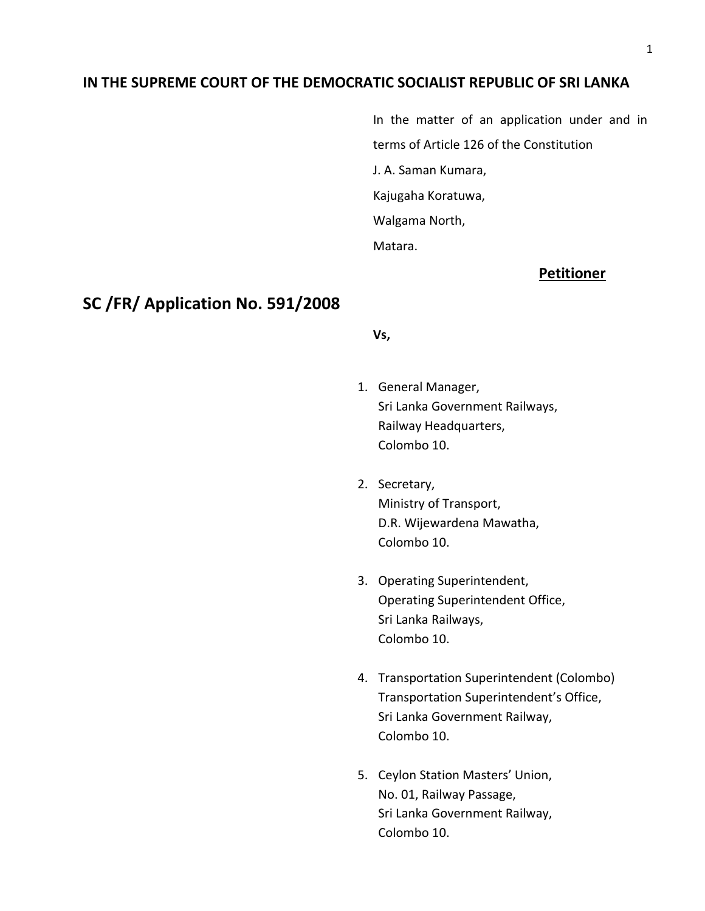**IN THE SUPREME COURT OF THE DEMOCRATIC SOCIALIST REPUBLIC OF SRI LANKA**

In the matter of an application under and in terms of Article 126 of the Constitution

J. A. Saman Kumara,
Kajugaha Koratuwa,
Walgama North,
Matara.

**Petitioner**

## SC /FR/ Application No. 591/2008

**Vs,**

1. General Manager,
   Sri Lanka Government Railways,
   Railway Headquarters,
   Colombo 10.

2. Secretary,
   Ministry of Transport,
   D.R. Wijewardena Mawatha,
   Colombo 10.

3. Operating Superintendent,
   Operating Superintendent Office,
   Sri Lanka Railways,
   Colombo 10.

4. Transportation Superintendent (Colombo)
   Transportation Superintendent's Office,
   Sri Lanka Government Railway,
   Colombo 10.

5. Ceylon Station Masters' Union,
   No. 01, Railway Passage,
   Sri Lanka Government Railway,
   Colombo 10.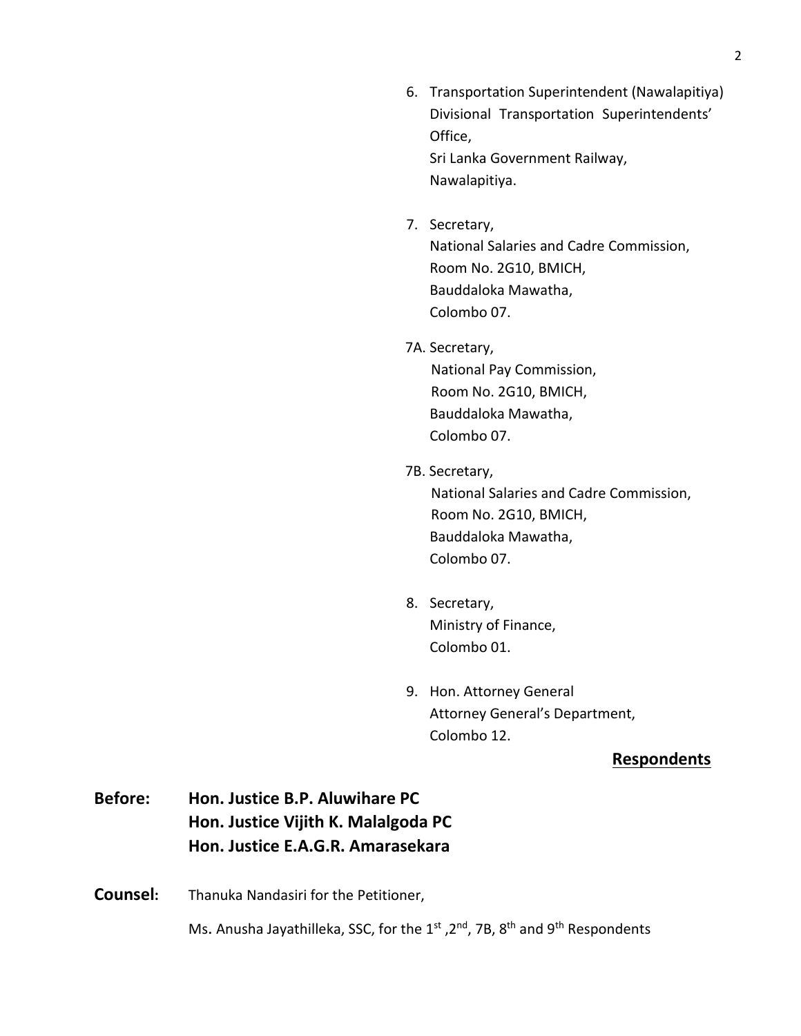6. Transportation Superintendent (Nawalapitiya)
   Divisional Transportation Superintendents' Office,
   Sri Lanka Government Railway,
   Nawalapitiya.

7. Secretary,
   National Salaries and Cadre Commission,
   Room No. 2G10, BMICH,
   Bauddaloka Mawatha,
   Colombo 07.

7A. Secretary,
   National Pay Commission,
   Room No. 2G10, BMICH,
   Bauddaloka Mawatha,
   Colombo 07.

7B. Secretary,
   National Salaries and Cadre Commission,
   Room No. 2G10, BMICH,
   Bauddaloka Mawatha,
   Colombo 07.

8. Secretary,
   Ministry of Finance,
   Colombo 01.

9. Hon. Attorney General
   Attorney General's Department,
   Colombo 12.

**Respondents**

**Before:** **Hon. Justice B.P. Aluwihare PC**
**Hon. Justice Vijith K. Malalgoda PC**
**Hon. Justice E.A.G.R. Amarasekara**

**Counsel:** Thanuka Nandasiri for the Petitioner,

Ms. Anusha Jayathilleka, SSC, for the 1st ,2nd, 7B, 8th and 9th Respondents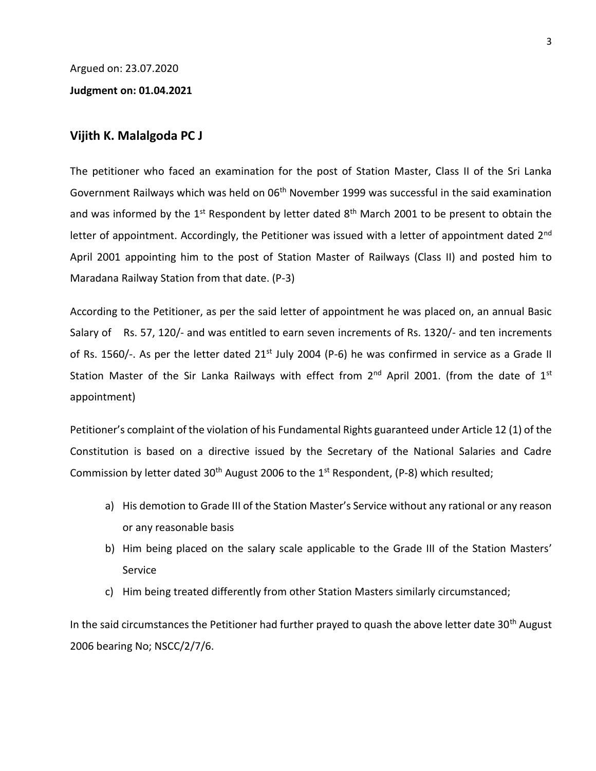Argued on: 23.07.2020

**Judgment on: 01.04.2021**

## Vijith K. Malalgoda PC J

The petitioner who faced an examination for the post of Station Master, Class II of the Sri Lanka Government Railways which was held on 06th November 1999 was successful in the said examination and was informed by the 1st Respondent by letter dated 8th March 2001 to be present to obtain the letter of appointment. Accordingly, the Petitioner was issued with a letter of appointment dated 2nd April 2001 appointing him to the post of Station Master of Railways (Class II) and posted him to Maradana Railway Station from that date. (P-3)

According to the Petitioner, as per the said letter of appointment he was placed on, an annual Basic Salary of Rs. 57, 120/- and was entitled to earn seven increments of Rs. 1320/- and ten increments of Rs. 1560/-. As per the letter dated 21st July 2004 (P-6) he was confirmed in service as a Grade II Station Master of the Sir Lanka Railways with effect from 2nd April 2001. (from the date of 1st appointment)

Petitioner's complaint of the violation of his Fundamental Rights guaranteed under Article 12 (1) of the Constitution is based on a directive issued by the Secretary of the National Salaries and Cadre Commission by letter dated 30th August 2006 to the 1st Respondent, (P-8) which resulted;

a) His demotion to Grade III of the Station Master's Service without any rational or any reason or any reasonable basis
b) Him being placed on the salary scale applicable to the Grade III of the Station Masters' Service
c) Him being treated differently from other Station Masters similarly circumstanced;

In the said circumstances the Petitioner had further prayed to quash the above letter date 30th August 2006 bearing No; NSCC/2/7/6.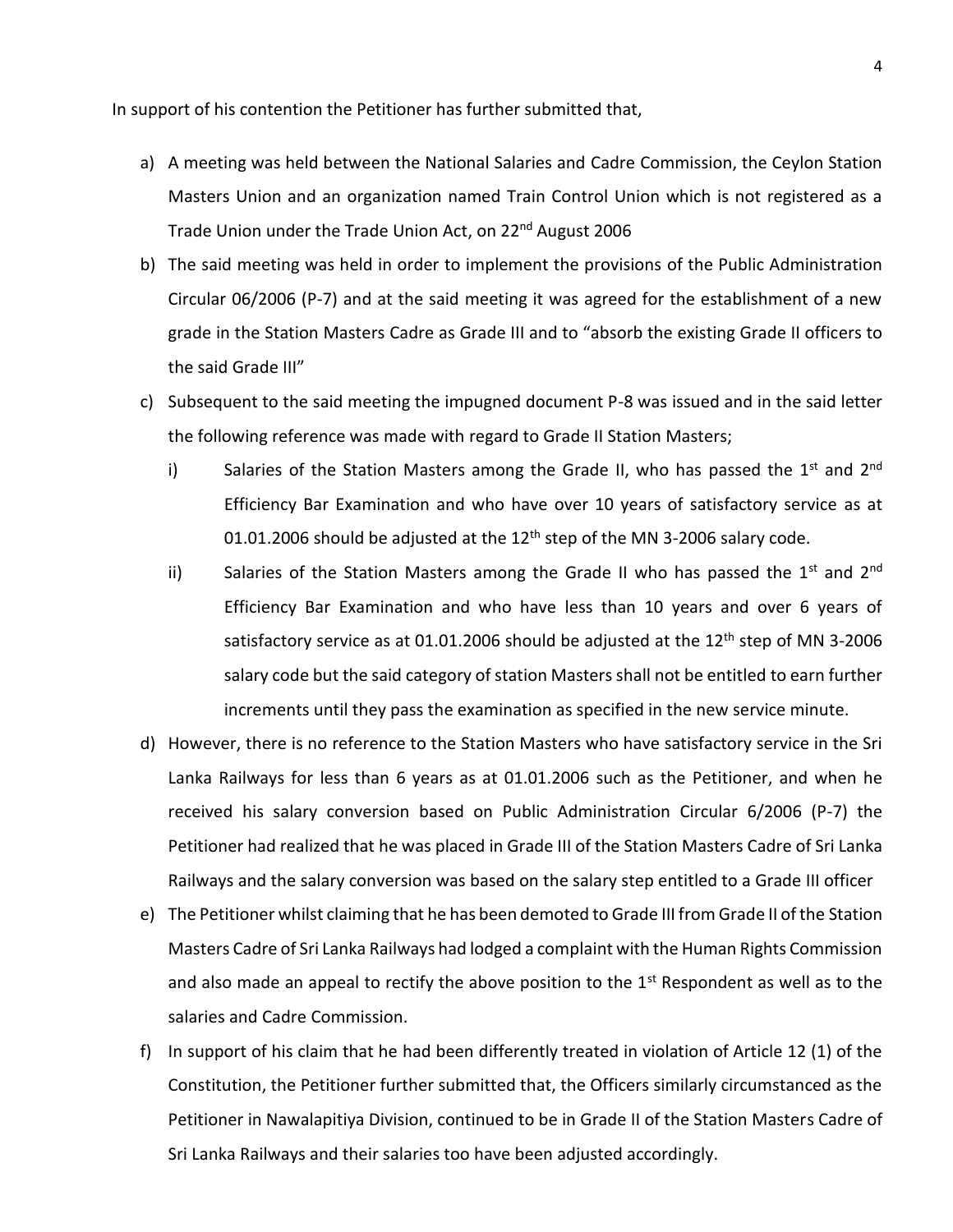In support of his contention the Petitioner has further submitted that,

a) A meeting was held between the National Salaries and Cadre Commission, the Ceylon Station Masters Union and an organization named Train Control Union which is not registered as a Trade Union under the Trade Union Act, on 22nd August 2006

b) The said meeting was held in order to implement the provisions of the Public Administration Circular 06/2006 (P-7) and at the said meeting it was agreed for the establishment of a new grade in the Station Masters Cadre as Grade III and to "absorb the existing Grade II officers to the said Grade III"

c) Subsequent to the said meeting the impugned document P-8 was issued and in the said letter the following reference was made with regard to Grade II Station Masters;

   i) Salaries of the Station Masters among the Grade II, who has passed the 1st and 2nd Efficiency Bar Examination and who have over 10 years of satisfactory service as at 01.01.2006 should be adjusted at the 12th step of the MN 3-2006 salary code.

   ii) Salaries of the Station Masters among the Grade II who has passed the 1st and 2nd Efficiency Bar Examination and who have less than 10 years and over 6 years of satisfactory service as at 01.01.2006 should be adjusted at the 12th step of MN 3-2006 salary code but the said category of station Masters shall not be entitled to earn further increments until they pass the examination as specified in the new service minute.

d) However, there is no reference to the Station Masters who have satisfactory service in the Sri Lanka Railways for less than 6 years as at 01.01.2006 such as the Petitioner, and when he received his salary conversion based on Public Administration Circular 6/2006 (P-7) the Petitioner had realized that he was placed in Grade III of the Station Masters Cadre of Sri Lanka Railways and the salary conversion was based on the salary step entitled to a Grade III officer

e) The Petitioner whilst claiming that he has been demoted to Grade III from Grade II of the Station Masters Cadre of Sri Lanka Railways had lodged a complaint with the Human Rights Commission and also made an appeal to rectify the above position to the 1st Respondent as well as to the salaries and Cadre Commission.

f) In support of his claim that he had been differently treated in violation of Article 12 (1) of the Constitution, the Petitioner further submitted that, the Officers similarly circumstanced as the Petitioner in Nawalapitiya Division, continued to be in Grade II of the Station Masters Cadre of Sri Lanka Railways and their salaries too have been adjusted accordingly.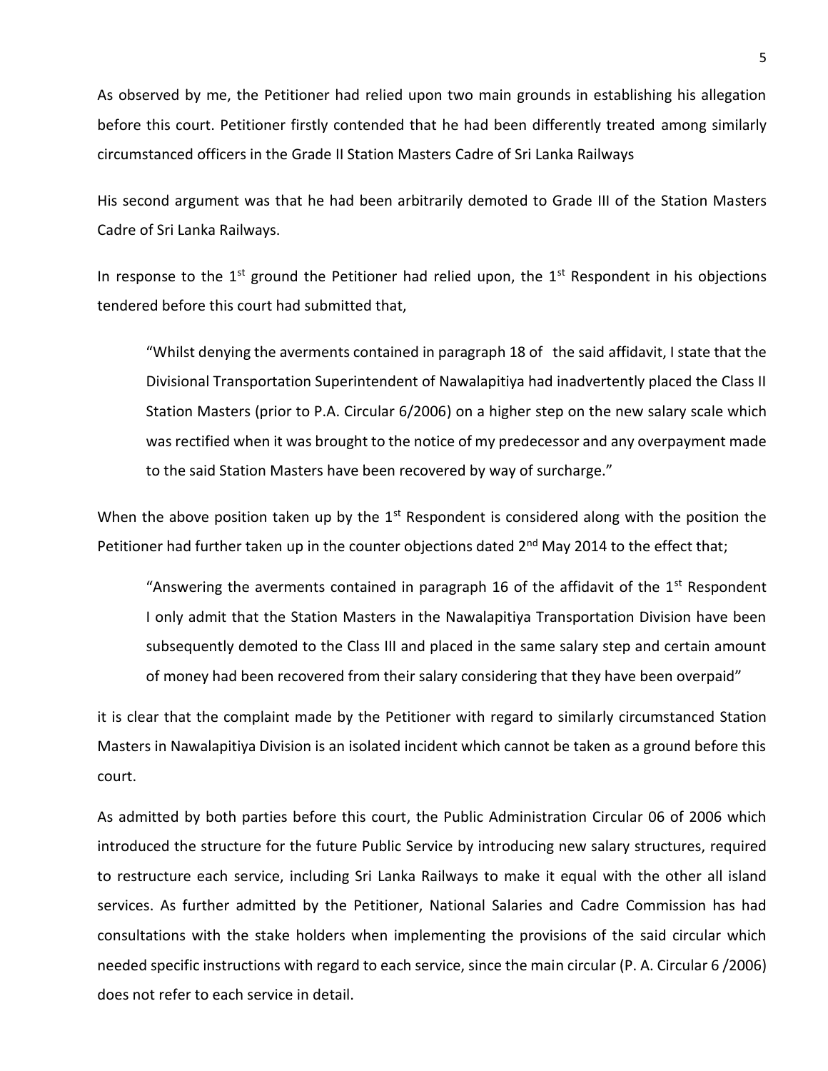As observed by me, the Petitioner had relied upon two main grounds in establishing his allegation before this court. Petitioner firstly contended that he had been differently treated among similarly circumstanced officers in the Grade II Station Masters Cadre of Sri Lanka Railways

His second argument was that he had been arbitrarily demoted to Grade III of the Station Masters Cadre of Sri Lanka Railways.

In response to the 1st ground the Petitioner had relied upon, the 1st Respondent in his objections tendered before this court had submitted that,

> "Whilst denying the averments contained in paragraph 18 of the said affidavit, I state that the Divisional Transportation Superintendent of Nawalapitiya had inadvertently placed the Class II Station Masters (prior to P.A. Circular 6/2006) on a higher step on the new salary scale which was rectified when it was brought to the notice of my predecessor and any overpayment made to the said Station Masters have been recovered by way of surcharge."

When the above position taken up by the 1st Respondent is considered along with the position the Petitioner had further taken up in the counter objections dated 2nd May 2014 to the effect that;

> "Answering the averments contained in paragraph 16 of the affidavit of the 1st Respondent I only admit that the Station Masters in the Nawalapitiya Transportation Division have been subsequently demoted to the Class III and placed in the same salary step and certain amount of money had been recovered from their salary considering that they have been overpaid"

it is clear that the complaint made by the Petitioner with regard to similarly circumstanced Station Masters in Nawalapitiya Division is an isolated incident which cannot be taken as a ground before this court.

As admitted by both parties before this court, the Public Administration Circular 06 of 2006 which introduced the structure for the future Public Service by introducing new salary structures, required to restructure each service, including Sri Lanka Railways to make it equal with the other all island services. As further admitted by the Petitioner, National Salaries and Cadre Commission has had consultations with the stake holders when implementing the provisions of the said circular which needed specific instructions with regard to each service, since the main circular (P. A. Circular 6 /2006) does not refer to each service in detail.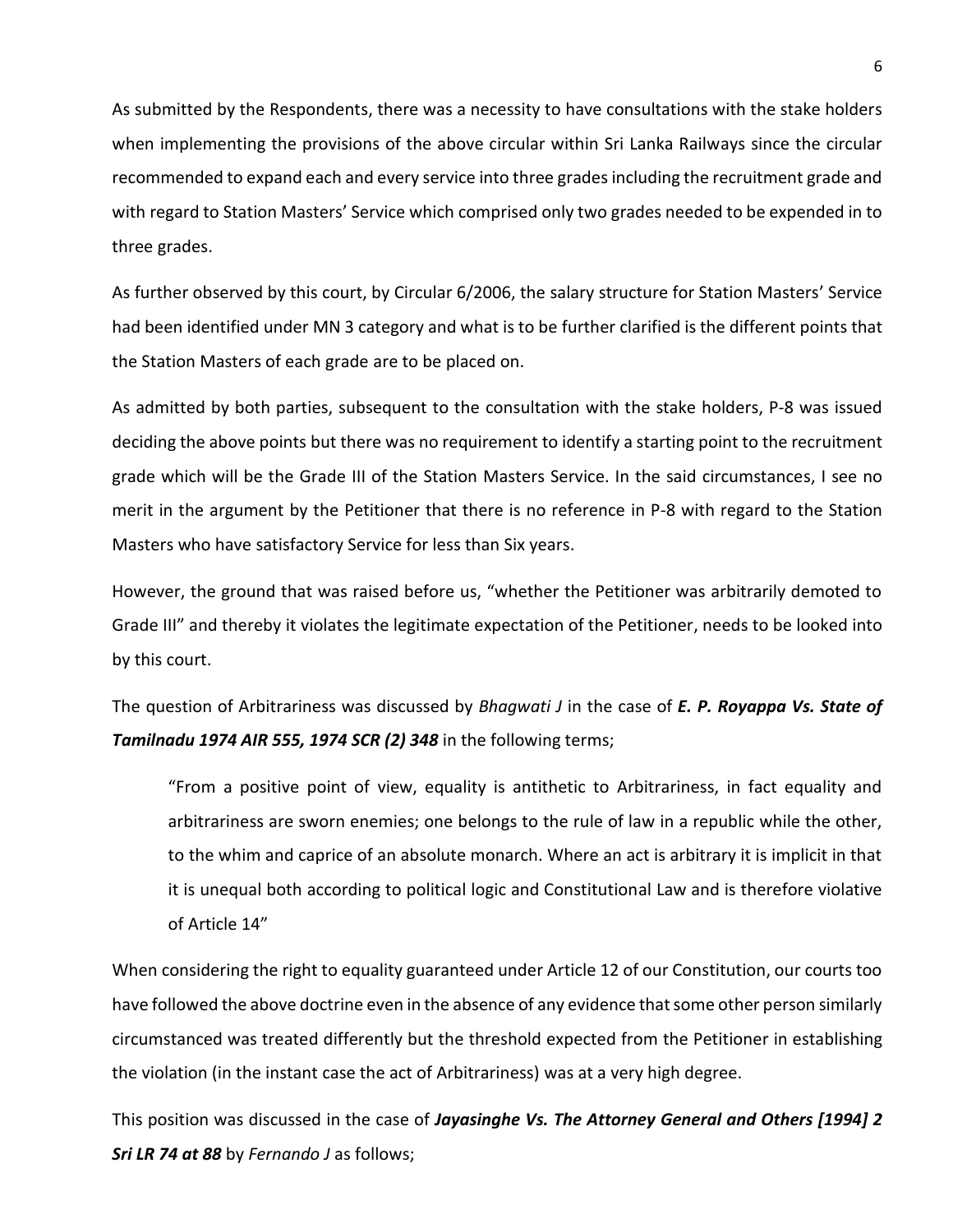As submitted by the Respondents, there was a necessity to have consultations with the stake holders when implementing the provisions of the above circular within Sri Lanka Railways since the circular recommended to expand each and every service into three grades including the recruitment grade and with regard to Station Masters' Service which comprised only two grades needed to be expended in to three grades.

As further observed by this court, by Circular 6/2006, the salary structure for Station Masters' Service had been identified under MN 3 category and what is to be further clarified is the different points that the Station Masters of each grade are to be placed on.

As admitted by both parties, subsequent to the consultation with the stake holders, P-8 was issued deciding the above points but there was no requirement to identify a starting point to the recruitment grade which will be the Grade III of the Station Masters Service. In the said circumstances, I see no merit in the argument by the Petitioner that there is no reference in P-8 with regard to the Station Masters who have satisfactory Service for less than Six years.

However, the ground that was raised before us, "whether the Petitioner was arbitrarily demoted to Grade III" and thereby it violates the legitimate expectation of the Petitioner, needs to be looked into by this court.

The question of Arbitrariness was discussed by *Bhagwati J* in the case of ***E. P. Royappa Vs. State of Tamilnadu 1974 AIR 555, 1974 SCR (2) 348*** in the following terms;

> "From a positive point of view, equality is antithetic to Arbitrariness, in fact equality and arbitrariness are sworn enemies; one belongs to the rule of law in a republic while the other, to the whim and caprice of an absolute monarch. Where an act is arbitrary it is implicit in that it is unequal both according to political logic and Constitutional Law and is therefore violative of Article 14"

When considering the right to equality guaranteed under Article 12 of our Constitution, our courts too have followed the above doctrine even in the absence of any evidence that some other person similarly circumstanced was treated differently but the threshold expected from the Petitioner in establishing the violation (in the instant case the act of Arbitrariness) was at a very high degree.

This position was discussed in the case of ***Jayasinghe Vs. The Attorney General and Others [1994] 2 Sri LR 74 at 88*** by *Fernando J* as follows;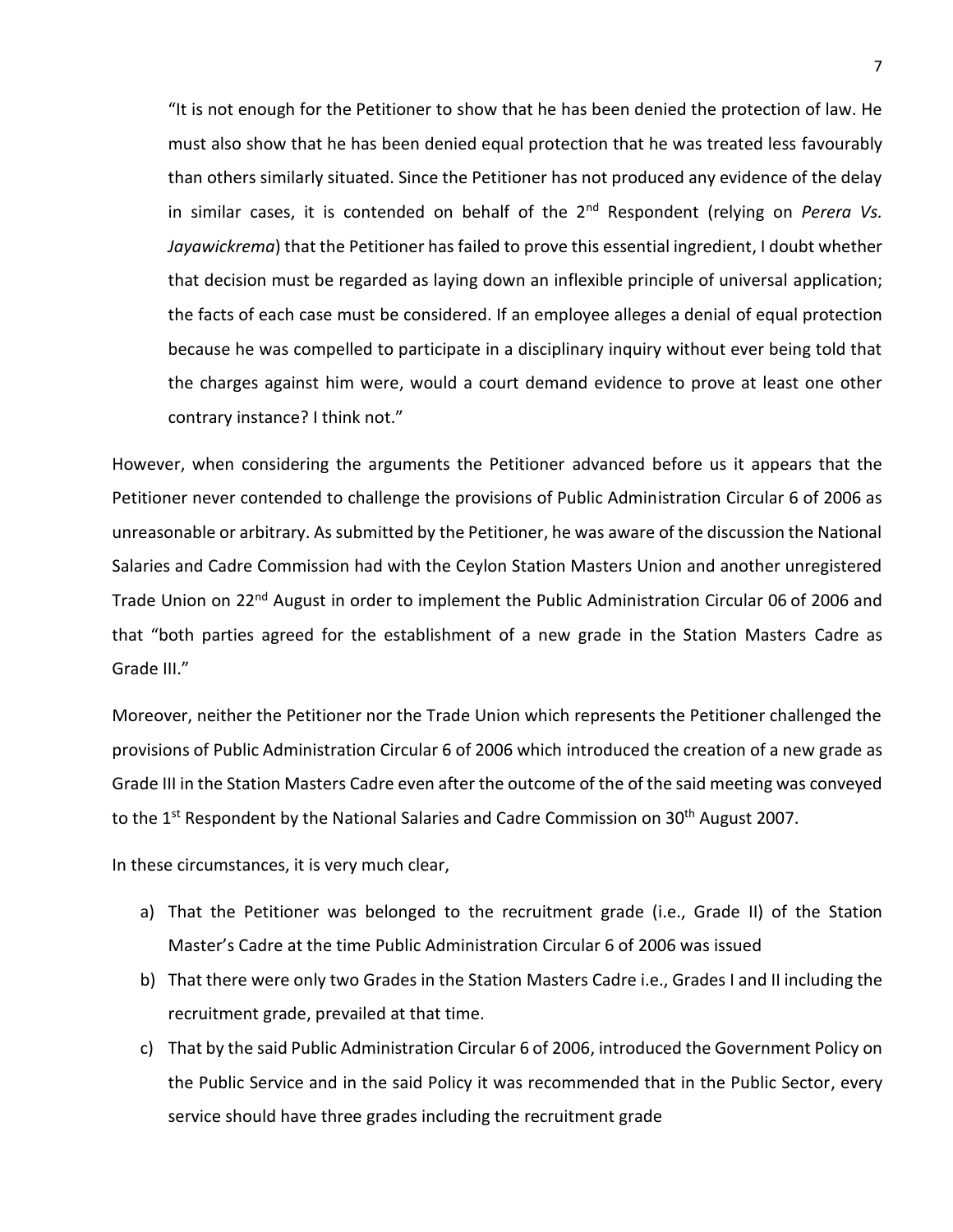> "It is not enough for the Petitioner to show that he has been denied the protection of law. He must also show that he has been denied equal protection that he was treated less favourably than others similarly situated. Since the Petitioner has not produced any evidence of the delay in similar cases, it is contended on behalf of the 2nd Respondent (relying on *Perera Vs. Jayawickrema*) that the Petitioner has failed to prove this essential ingredient, I doubt whether that decision must be regarded as laying down an inflexible principle of universal application; the facts of each case must be considered. If an employee alleges a denial of equal protection because he was compelled to participate in a disciplinary inquiry without ever being told that the charges against him were, would a court demand evidence to prove at least one other contrary instance? I think not."

However, when considering the arguments the Petitioner advanced before us it appears that the Petitioner never contended to challenge the provisions of Public Administration Circular 6 of 2006 as unreasonable or arbitrary. As submitted by the Petitioner, he was aware of the discussion the National Salaries and Cadre Commission had with the Ceylon Station Masters Union and another unregistered Trade Union on 22nd August in order to implement the Public Administration Circular 06 of 2006 and that "both parties agreed for the establishment of a new grade in the Station Masters Cadre as Grade III."

Moreover, neither the Petitioner nor the Trade Union which represents the Petitioner challenged the provisions of Public Administration Circular 6 of 2006 which introduced the creation of a new grade as Grade III in the Station Masters Cadre even after the outcome of the of the said meeting was conveyed to the 1st Respondent by the National Salaries and Cadre Commission on 30th August 2007.

In these circumstances, it is very much clear,

a) That the Petitioner was belonged to the recruitment grade (i.e., Grade II) of the Station Master's Cadre at the time Public Administration Circular 6 of 2006 was issued
b) That there were only two Grades in the Station Masters Cadre i.e., Grades I and II including the recruitment grade, prevailed at that time.
c) That by the said Public Administration Circular 6 of 2006, introduced the Government Policy on the Public Service and in the said Policy it was recommended that in the Public Sector, every service should have three grades including the recruitment grade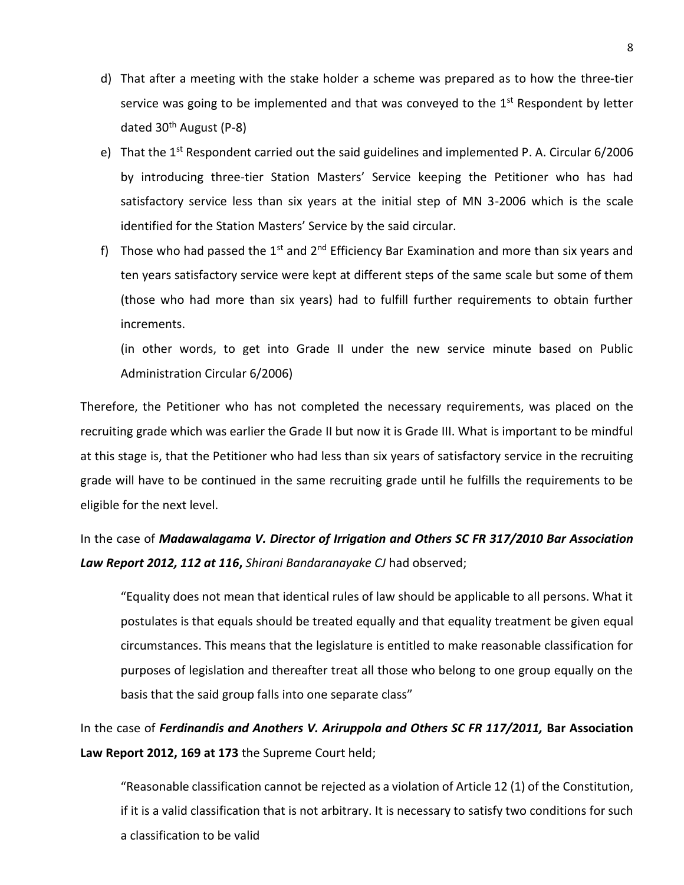d) That after a meeting with the stake holder a scheme was prepared as to how the three-tier service was going to be implemented and that was conveyed to the 1st Respondent by letter dated 30th August (P-8)

e) That the 1st Respondent carried out the said guidelines and implemented P. A. Circular 6/2006 by introducing three-tier Station Masters' Service keeping the Petitioner who has had satisfactory service less than six years at the initial step of MN 3-2006 which is the scale identified for the Station Masters' Service by the said circular.

f) Those who had passed the 1st and 2nd Efficiency Bar Examination and more than six years and ten years satisfactory service were kept at different steps of the same scale but some of them (those who had more than six years) had to fulfill further requirements to obtain further increments.

   (in other words, to get into Grade II under the new service minute based on Public Administration Circular 6/2006)

Therefore, the Petitioner who has not completed the necessary requirements, was placed on the recruiting grade which was earlier the Grade II but now it is Grade III. What is important to be mindful at this stage is, that the Petitioner who had less than six years of satisfactory service in the recruiting grade will have to be continued in the same recruiting grade until he fulfills the requirements to be eligible for the next level.

In the case of ***Madawalagama V. Director of Irrigation and Others SC FR 317/2010 Bar Association Law Report 2012, 112 at 116***, *Shirani Bandaranayake CJ* had observed;

> "Equality does not mean that identical rules of law should be applicable to all persons. What it postulates is that equals should be treated equally and that equality treatment be given equal circumstances. This means that the legislature is entitled to make reasonable classification for purposes of legislation and thereafter treat all those who belong to one group equally on the basis that the said group falls into one separate class"

In the case of ***Ferdinandis and Anothers V. Ariruppola and Others SC FR 117/2011,*** **Bar Association Law Report 2012, 169 at 173** the Supreme Court held;

> "Reasonable classification cannot be rejected as a violation of Article 12 (1) of the Constitution, if it is a valid classification that is not arbitrary. It is necessary to satisfy two conditions for such a classification to be valid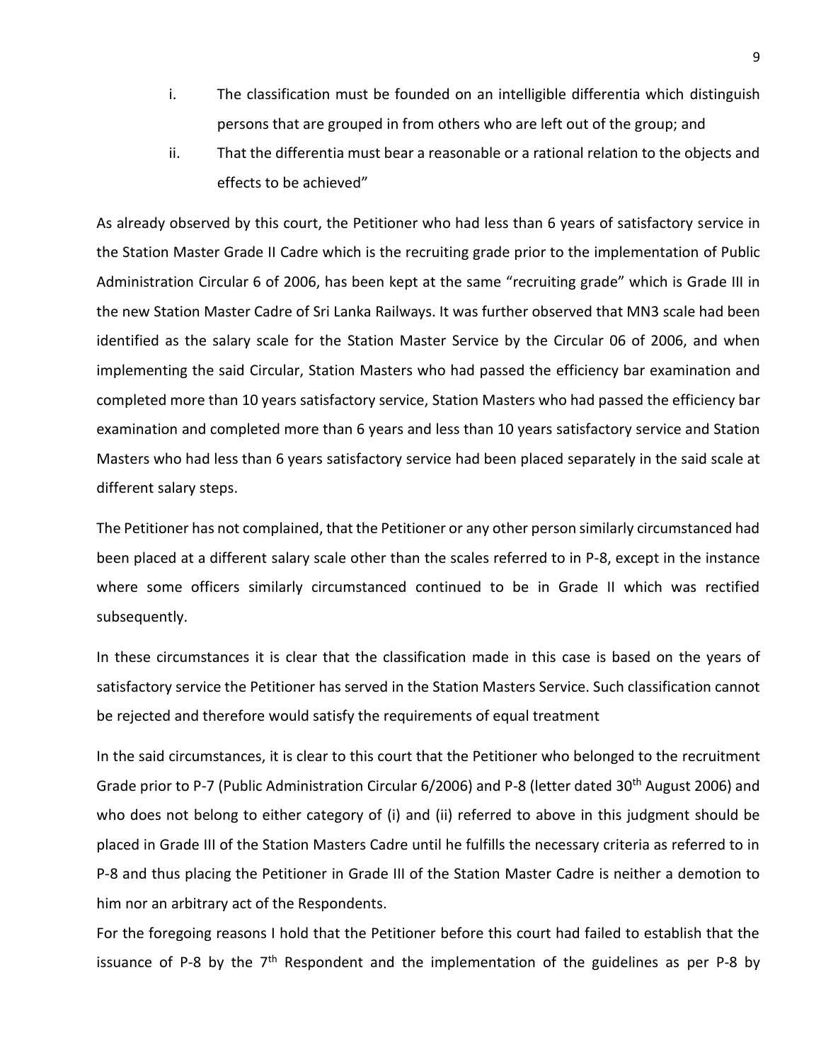i. The classification must be founded on an intelligible differentia which distinguish persons that are grouped in from others who are left out of the group; and

ii. That the differentia must bear a reasonable or a rational relation to the objects and effects to be achieved"

As already observed by this court, the Petitioner who had less than 6 years of satisfactory service in the Station Master Grade II Cadre which is the recruiting grade prior to the implementation of Public Administration Circular 6 of 2006, has been kept at the same "recruiting grade" which is Grade III in the new Station Master Cadre of Sri Lanka Railways. It was further observed that MN3 scale had been identified as the salary scale for the Station Master Service by the Circular 06 of 2006, and when implementing the said Circular, Station Masters who had passed the efficiency bar examination and completed more than 10 years satisfactory service, Station Masters who had passed the efficiency bar examination and completed more than 6 years and less than 10 years satisfactory service and Station Masters who had less than 6 years satisfactory service had been placed separately in the said scale at different salary steps.

The Petitioner has not complained, that the Petitioner or any other person similarly circumstanced had been placed at a different salary scale other than the scales referred to in P-8, except in the instance where some officers similarly circumstanced continued to be in Grade II which was rectified subsequently.

In these circumstances it is clear that the classification made in this case is based on the years of satisfactory service the Petitioner has served in the Station Masters Service. Such classification cannot be rejected and therefore would satisfy the requirements of equal treatment

In the said circumstances, it is clear to this court that the Petitioner who belonged to the recruitment Grade prior to P-7 (Public Administration Circular 6/2006) and P-8 (letter dated 30th August 2006) and who does not belong to either category of (i) and (ii) referred to above in this judgment should be placed in Grade III of the Station Masters Cadre until he fulfills the necessary criteria as referred to in P-8 and thus placing the Petitioner in Grade III of the Station Master Cadre is neither a demotion to him nor an arbitrary act of the Respondents.

For the foregoing reasons I hold that the Petitioner before this court had failed to establish that the issuance of P-8 by the 7th Respondent and the implementation of the guidelines as per P-8 by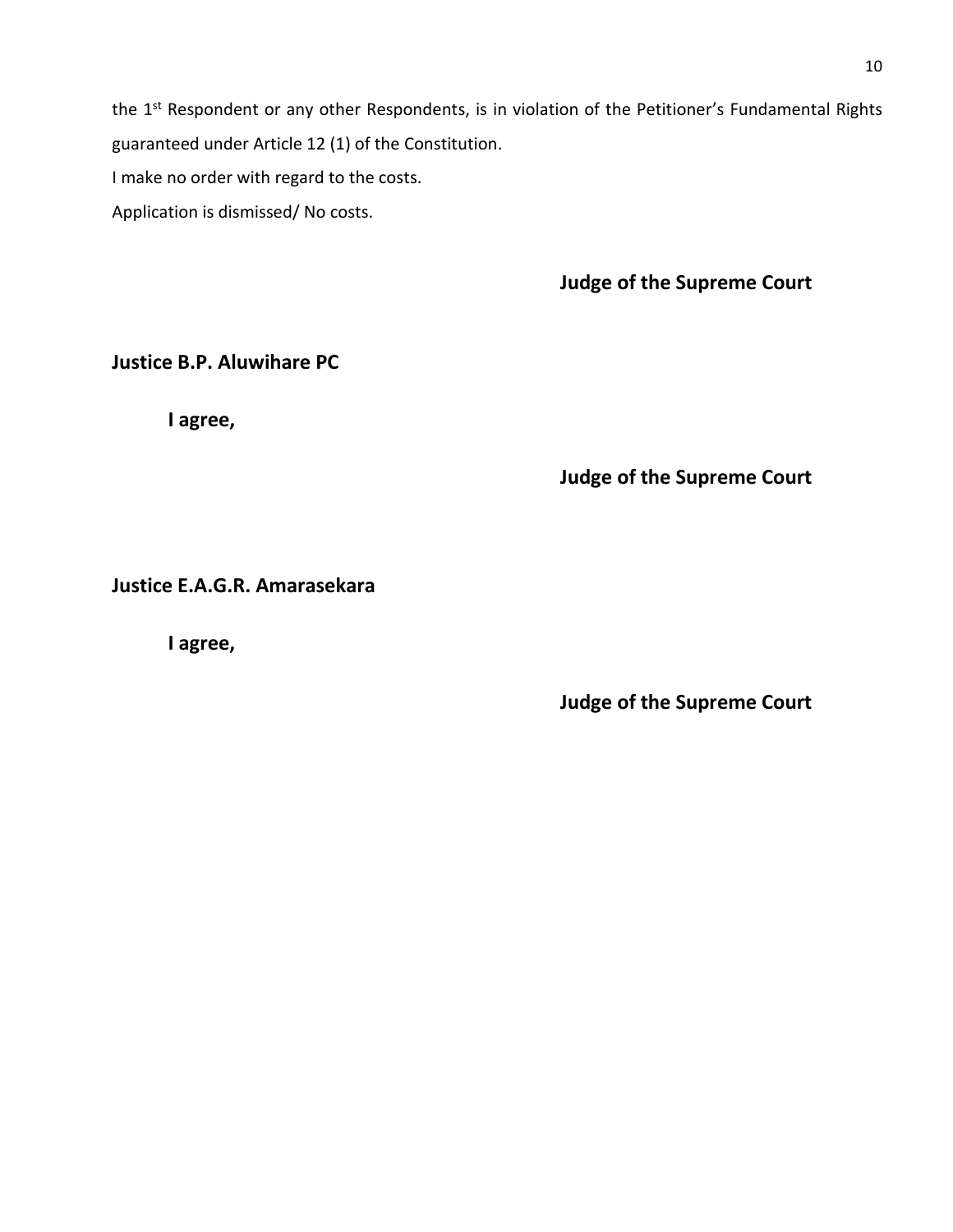the 1[st] Respondent or any other Respondents, is in violation of the Petitioner's Fundamental Rights guaranteed under Article 12 (1) of the Constitution.

I make no order with regard to the costs.

Application is dismissed/ No costs.

**Judge of the Supreme Court**

**Justice B.P. Aluwihare PC**

**I agree,**

**Judge of the Supreme Court**

**Justice E.A.G.R. Amarasekara**

**I agree,**

**Judge of the Supreme Court**